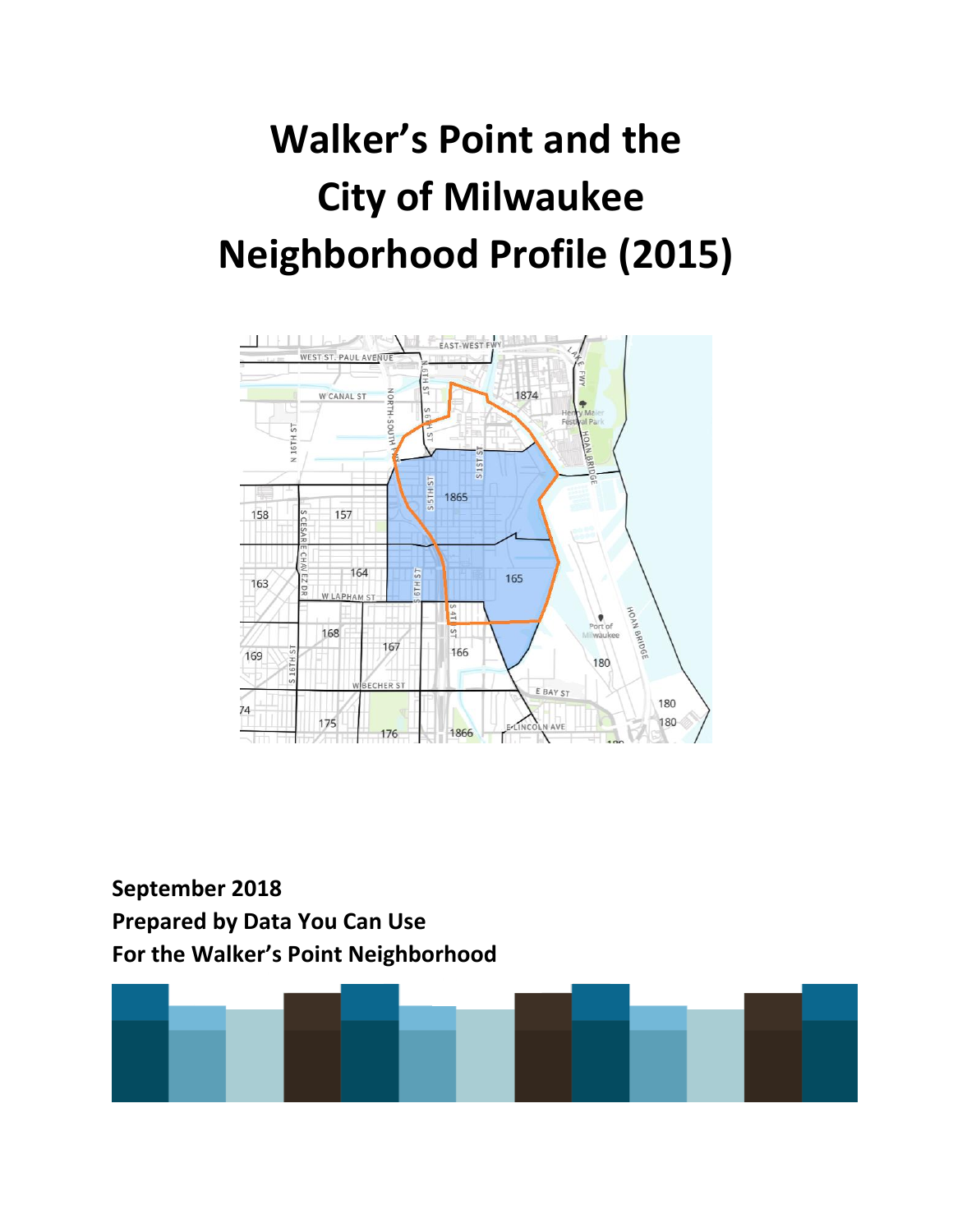# Walker's Point and the City of Milwaukee Neighborhood Profile (2015)

**September 2018**
**Prepared by Data You Can Use**
**For the Walker's Point Neighborhood**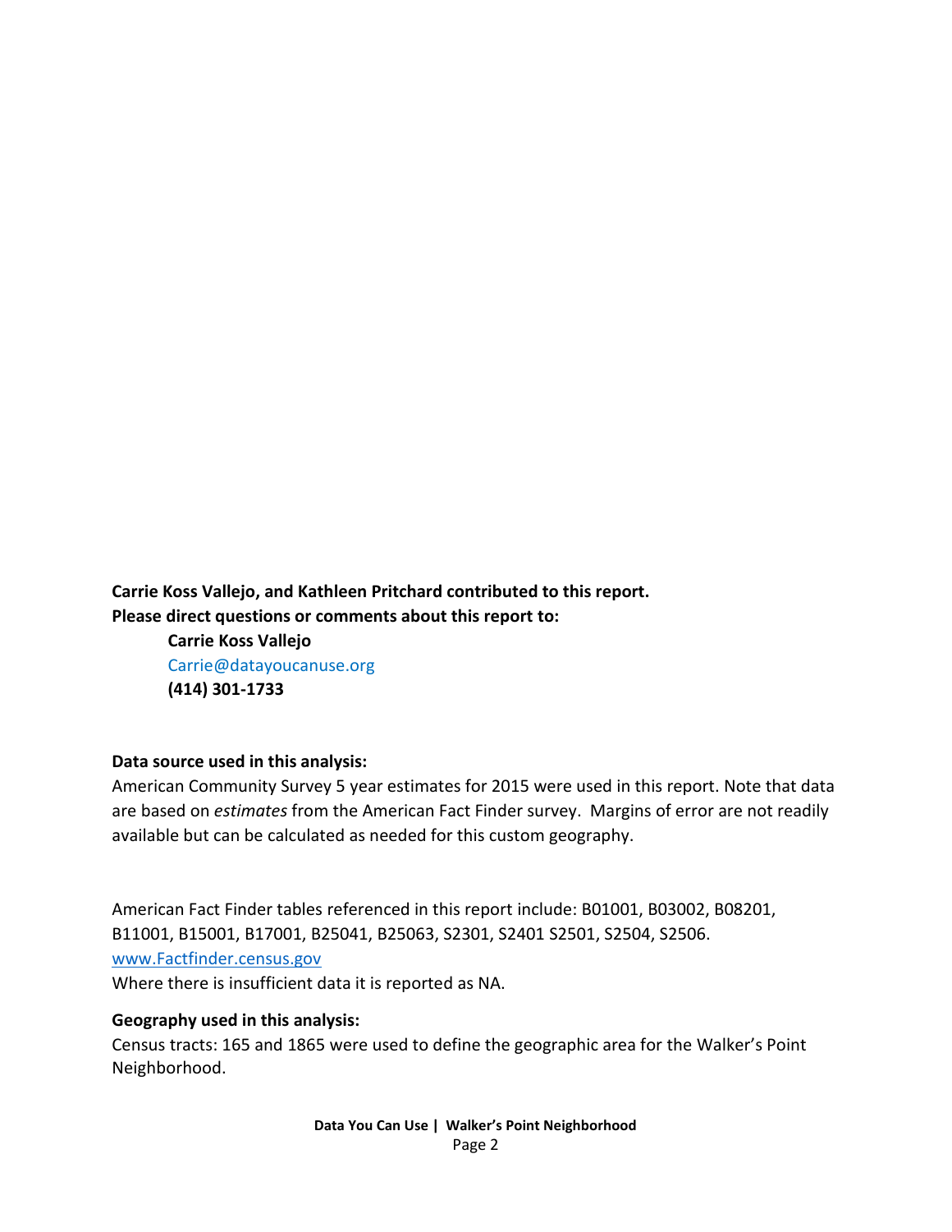**Carrie Koss Vallejo, and Kathleen Pritchard contributed to this report.**
**Please direct questions or comments about this report to:**

> **Carrie Koss Vallejo**
> Carrie@datayoucanuse.org
> **(414) 301-1733**

**Data source used in this analysis:**

American Community Survey 5 year estimates for 2015 were used in this report. Note that data are based on *estimates* from the American Fact Finder survey. Margins of error are not readily available but can be calculated as needed for this custom geography.

American Fact Finder tables referenced in this report include: B01001, B03002, B08201, B11001, B15001, B17001, B25041, B25063, S2301, S2401 S2501, S2504, S2506.
www.Factfinder.census.gov
Where there is insufficient data it is reported as NA.

**Geography used in this analysis:**

Census tracts: 165 and 1865 were used to define the geographic area for the Walker's Point Neighborhood.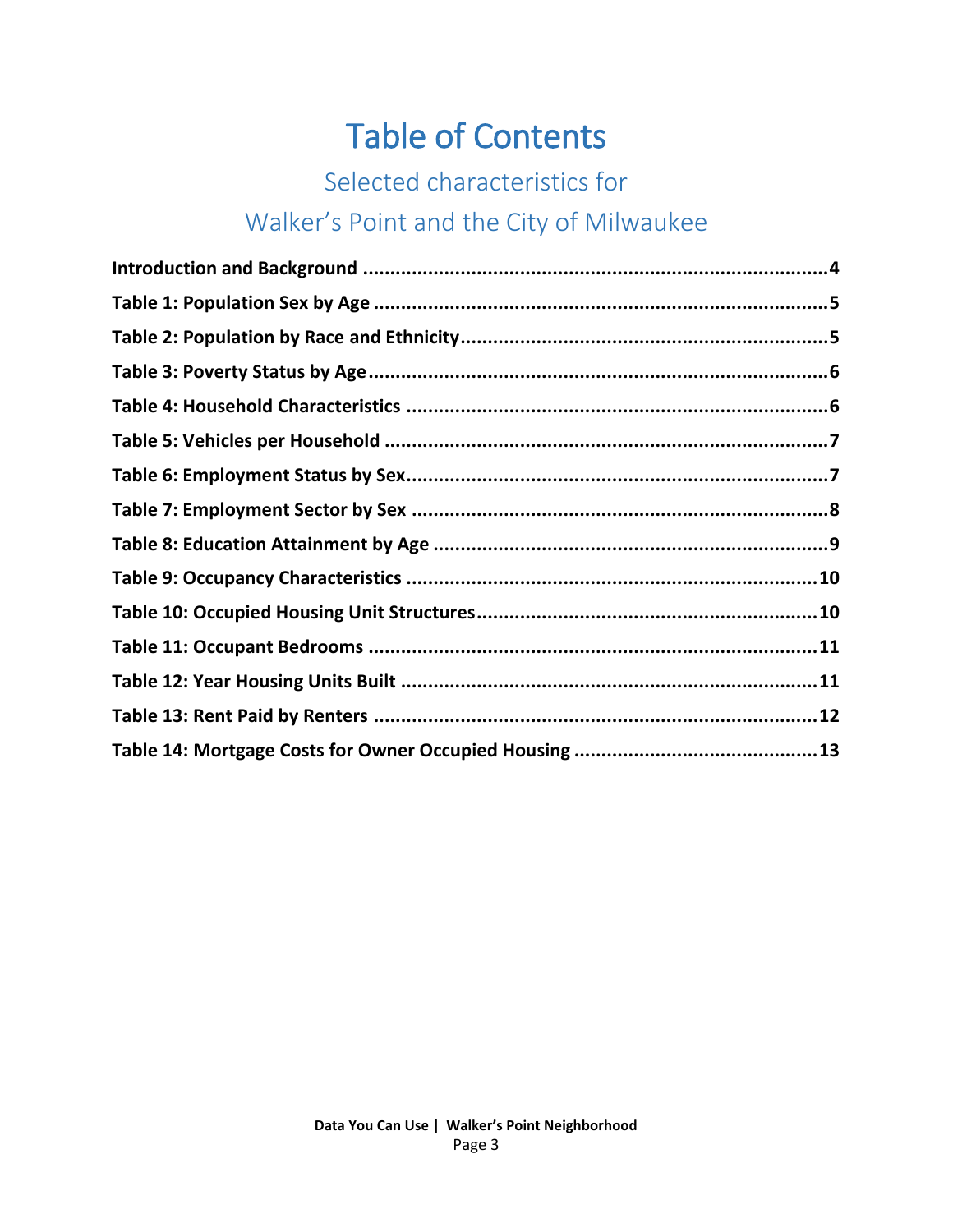# Table of Contents

## Selected characteristics for

## Walker's Point and the City of Milwaukee

**Introduction and Background** ........................................................................................4

**Table 1: Population Sex by Age** ......................................................................................5

**Table 2: Population by Race and Ethnicity**......................................................................5

**Table 3: Poverty Status by Age**.......................................................................................6

**Table 4: Household Characteristics** ...............................................................................6

**Table 5: Vehicles per Household** ....................................................................................7

**Table 6: Employment Status by Sex**...............................................................................7

**Table 7: Employment Sector by Sex** ...............................................................................8

**Table 8: Education Attainment by Age** ..........................................................................9

**Table 9: Occupancy Characteristics** .............................................................................10

**Table 10: Occupied Housing Unit Structures**...............................................................10

**Table 11: Occupant Bedrooms** ....................................................................................11

**Table 12: Year Housing Units Built** ..............................................................................11

**Table 13: Rent Paid by Renters** ...................................................................................12

**Table 14: Mortgage Costs for Owner Occupied Housing** .............................................13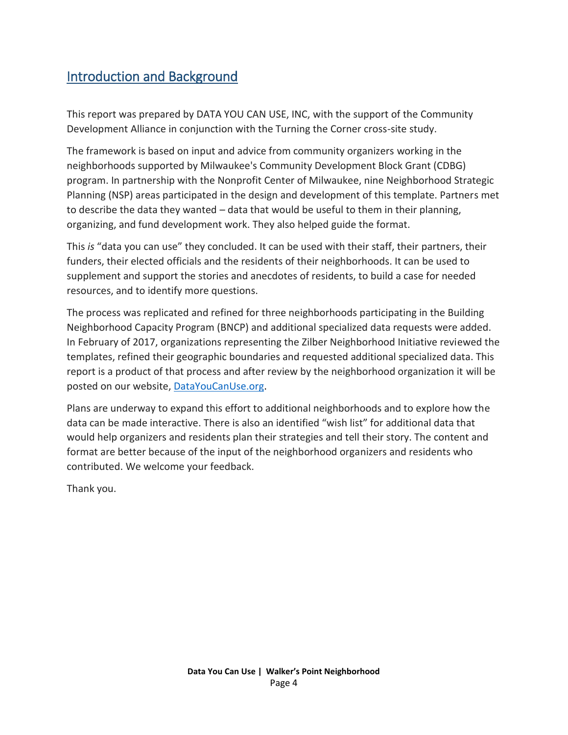## Introduction and Background

This report was prepared by DATA YOU CAN USE, INC, with the support of the Community Development Alliance in conjunction with the Turning the Corner cross-site study.

The framework is based on input and advice from community organizers working in the neighborhoods supported by Milwaukee's Community Development Block Grant (CDBG) program. In partnership with the Nonprofit Center of Milwaukee, nine Neighborhood Strategic Planning (NSP) areas participated in the design and development of this template. Partners met to describe the data they wanted – data that would be useful to them in their planning, organizing, and fund development work. They also helped guide the format.

This *is* "data you can use" they concluded. It can be used with their staff, their partners, their funders, their elected officials and the residents of their neighborhoods. It can be used to supplement and support the stories and anecdotes of residents, to build a case for needed resources, and to identify more questions.

The process was replicated and refined for three neighborhoods participating in the Building Neighborhood Capacity Program (BNCP) and additional specialized data requests were added. In February of 2017, organizations representing the Zilber Neighborhood Initiative reviewed the templates, refined their geographic boundaries and requested additional specialized data. This report is a product of that process and after review by the neighborhood organization it will be posted on our website, [DataYouCanUse.org](DataYouCanUse.org).

Plans are underway to expand this effort to additional neighborhoods and to explore how the data can be made interactive. There is also an identified "wish list" for additional data that would help organizers and residents plan their strategies and tell their story. The content and format are better because of the input of the neighborhood organizers and residents who contributed. We welcome your feedback.

Thank you.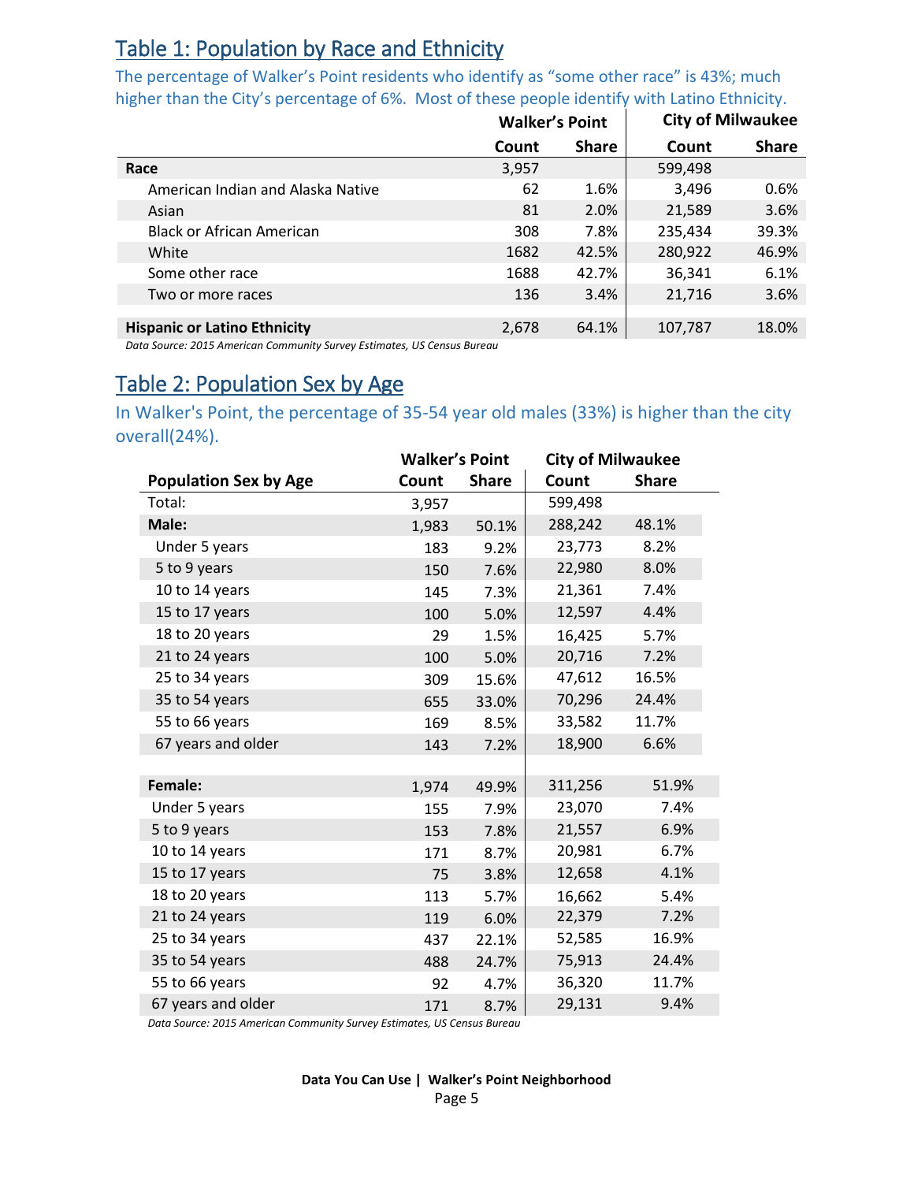## Table 1: Population by Race and Ethnicity

The percentage of Walker's Point residents who identify as "some other race" is 43%; much higher than the City's percentage of 6%. Most of these people identify with Latino Ethnicity.

| | Walker's Point | | City of Milwaukee | |
|---|---|---|---|---|
| | Count | Share | Count | Share |
| **Race** | 3,957 | | 599,498 | |
| American Indian and Alaska Native | 62 | 1.6% | 3,496 | 0.6% |
| Asian | 81 | 2.0% | 21,589 | 3.6% |
| Black or African American | 308 | 7.8% | 235,434 | 39.3% |
| White | 1682 | 42.5% | 280,922 | 46.9% |
| Some other race | 1688 | 42.7% | 36,341 | 6.1% |
| Two or more races | 136 | 3.4% | 21,716 | 3.6% |
| **Hispanic or Latino Ethnicity** | 2,678 | 64.1% | 107,787 | 18.0% |

*Data Source: 2015 American Community Survey Estimates, US Census Bureau*

## Table 2: Population Sex by Age

In Walker's Point, the percentage of 35-54 year old males (33%) is higher than the city overall(24%).

| | Walker's Point | | City of Milwaukee | |
|---|---|---|---|---|
| **Population Sex by Age** | **Count** | **Share** | **Count** | **Share** |
| Total: | 3,957 | | 599,498 | |
| **Male:** | 1,983 | 50.1% | 288,242 | 48.1% |
| Under 5 years | 183 | 9.2% | 23,773 | 8.2% |
| 5 to 9 years | 150 | 7.6% | 22,980 | 8.0% |
| 10 to 14 years | 145 | 7.3% | 21,361 | 7.4% |
| 15 to 17 years | 100 | 5.0% | 12,597 | 4.4% |
| 18 to 20 years | 29 | 1.5% | 16,425 | 5.7% |
| 21 to 24 years | 100 | 5.0% | 20,716 | 7.2% |
| 25 to 34 years | 309 | 15.6% | 47,612 | 16.5% |
| 35 to 54 years | 655 | 33.0% | 70,296 | 24.4% |
| 55 to 66 years | 169 | 8.5% | 33,582 | 11.7% |
| 67 years and older | 143 | 7.2% | 18,900 | 6.6% |
| **Female:** | 1,974 | 49.9% | 311,256 | 51.9% |
| Under 5 years | 155 | 7.9% | 23,070 | 7.4% |
| 5 to 9 years | 153 | 7.8% | 21,557 | 6.9% |
| 10 to 14 years | 171 | 8.7% | 20,981 | 6.7% |
| 15 to 17 years | 75 | 3.8% | 12,658 | 4.1% |
| 18 to 20 years | 113 | 5.7% | 16,662 | 5.4% |
| 21 to 24 years | 119 | 6.0% | 22,379 | 7.2% |
| 25 to 34 years | 437 | 22.1% | 52,585 | 16.9% |
| 35 to 54 years | 488 | 24.7% | 75,913 | 24.4% |
| 55 to 66 years | 92 | 4.7% | 36,320 | 11.7% |
| 67 years and older | 171 | 8.7% | 29,131 | 9.4% |

*Data Source: 2015 American Community Survey Estimates, US Census Bureau*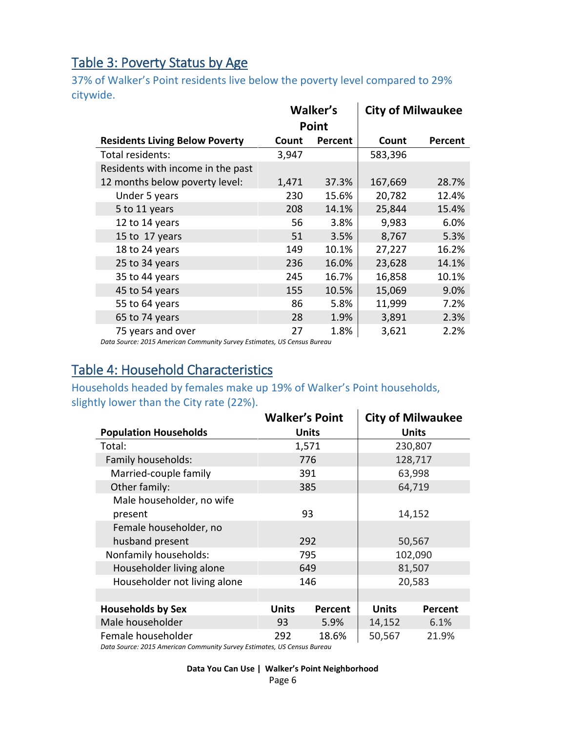## Table 3: Poverty Status by Age

37% of Walker's Point residents live below the poverty level compared to 29% citywide.

| Residents Living Below Poverty | Walker's Point Count | Walker's Point Percent | City of Milwaukee Count | City of Milwaukee Percent |
|---|---|---|---|---|
| Total residents: | 3,947 | | 583,396 | |
| Residents with income in the past 12 months below poverty level: | 1,471 | 37.3% | 167,669 | 28.7% |
| Under 5 years | 230 | 15.6% | 20,782 | 12.4% |
| 5 to 11 years | 208 | 14.1% | 25,844 | 15.4% |
| 12 to 14 years | 56 | 3.8% | 9,983 | 6.0% |
| 15 to 17 years | 51 | 3.5% | 8,767 | 5.3% |
| 18 to 24 years | 149 | 10.1% | 27,227 | 16.2% |
| 25 to 34 years | 236 | 16.0% | 23,628 | 14.1% |
| 35 to 44 years | 245 | 16.7% | 16,858 | 10.1% |
| 45 to 54 years | 155 | 10.5% | 15,069 | 9.0% |
| 55 to 64 years | 86 | 5.8% | 11,999 | 7.2% |
| 65 to 74 years | 28 | 1.9% | 3,891 | 2.3% |
| 75 years and over | 27 | 1.8% | 3,621 | 2.2% |

*Data Source: 2015 American Community Survey Estimates, US Census Bureau*

## Table 4: Household Characteristics

Households headed by females make up 19% of Walker's Point households, slightly lower than the City rate (22%).

| Population Households | Walker's Point Units | City of Milwaukee Units |
|---|---|---|
| Total: | 1,571 | 230,807 |
| Family households: | 776 | 128,717 |
| Married-couple family | 391 | 63,998 |
| Other family: | 385 | 64,719 |
| Male householder, no wife present | 93 | 14,152 |
| Female householder, no husband present | 292 | 50,567 |
| Nonfamily households: | 795 | 102,090 |
| Householder living alone | 649 | 81,507 |
| Householder not living alone | 146 | 20,583 |

| Households by Sex | Walker's Point Units | Walker's Point Percent | City of Milwaukee Units | City of Milwaukee Percent |
|---|---|---|---|---|
| Male householder | 93 | 5.9% | 14,152 | 6.1% |
| Female householder | 292 | 18.6% | 50,567 | 21.9% |

*Data Source: 2015 American Community Survey Estimates, US Census Bureau*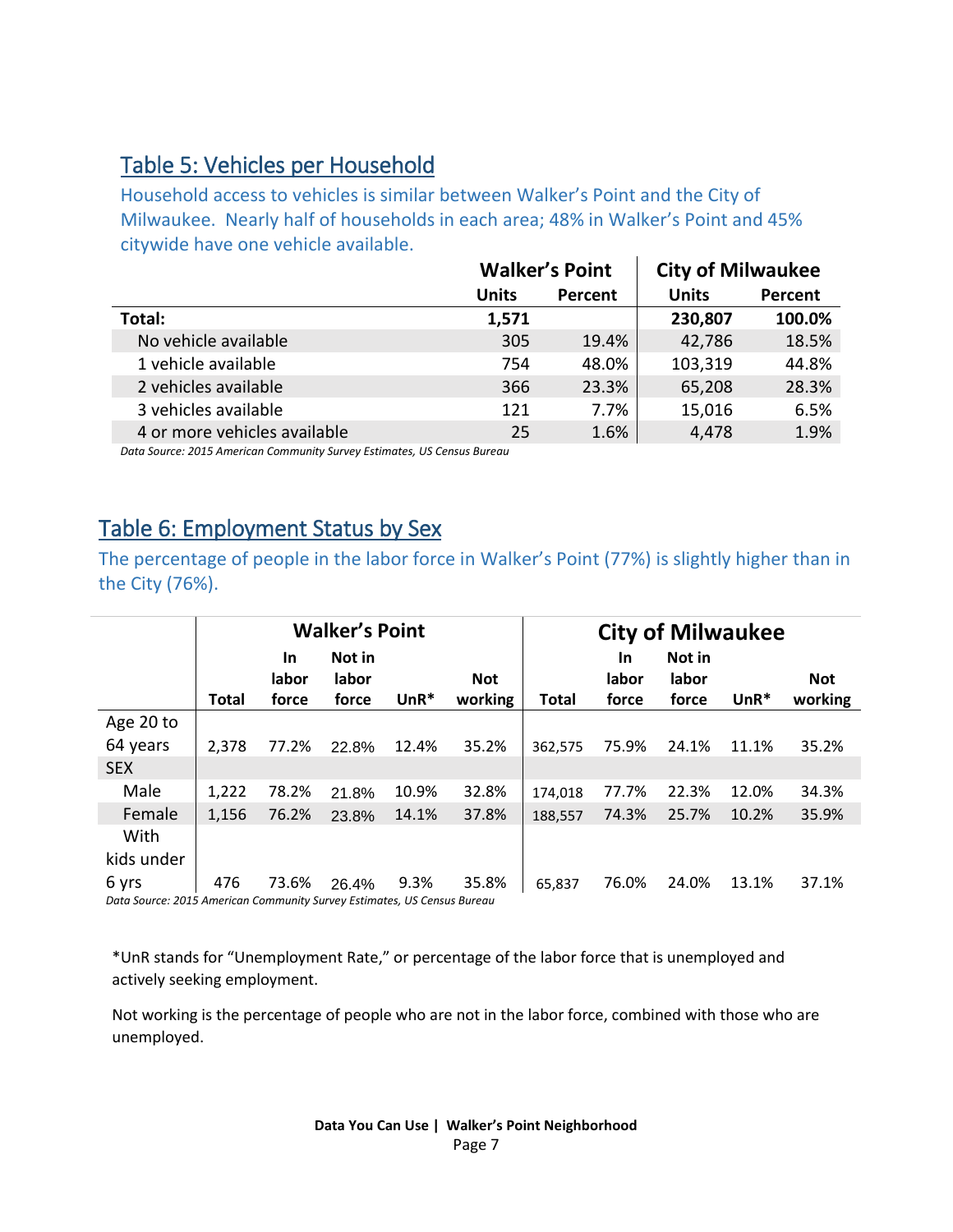## Table 5: Vehicles per Household

Household access to vehicles is similar between Walker's Point and the City of Milwaukee. Nearly half of households in each area; 48% in Walker's Point and 45% citywide have one vehicle available.

| | Walker's Point | | City of Milwaukee | |
|---|---|---|---|---|
| | Units | Percent | Units | Percent |
| **Total:** | **1,571** | | **230,807** | **100.0%** |
| No vehicle available | 305 | 19.4% | 42,786 | 18.5% |
| 1 vehicle available | 754 | 48.0% | 103,319 | 44.8% |
| 2 vehicles available | 366 | 23.3% | 65,208 | 28.3% |
| 3 vehicles available | 121 | 7.7% | 15,016 | 6.5% |
| 4 or more vehicles available | 25 | 1.6% | 4,478 | 1.9% |

*Data Source: 2015 American Community Survey Estimates, US Census Bureau*

## Table 6: Employment Status by Sex

The percentage of people in the labor force in Walker's Point (77%) is slightly higher than in the City (76%).

| | Walker's Point | | | | | City of Milwaukee | | | | |
|---|---|---|---|---|---|---|---|---|---|---|
| | Total | In labor force | Not in labor force | UnR* | Not working | Total | In labor force | Not in labor force | UnR* | Not working |
| Age 20 to 64 years | 2,378 | 77.2% | 22.8% | 12.4% | 35.2% | 362,575 | 75.9% | 24.1% | 11.1% | 35.2% |
| SEX | | | | | | | | | | |
| Male | 1,222 | 78.2% | 21.8% | 10.9% | 32.8% | 174,018 | 77.7% | 22.3% | 12.0% | 34.3% |
| Female | 1,156 | 76.2% | 23.8% | 14.1% | 37.8% | 188,557 | 74.3% | 25.7% | 10.2% | 35.9% |
| With kids under 6 yrs | 476 | 73.6% | 26.4% | 9.3% | 35.8% | 65,837 | 76.0% | 24.0% | 13.1% | 37.1% |

*Data Source: 2015 American Community Survey Estimates, US Census Bureau*

*UnR stands for "Unemployment Rate," or percentage of the labor force that is unemployed and actively seeking employment.

Not working is the percentage of people who are not in the labor force, combined with those who are unemployed.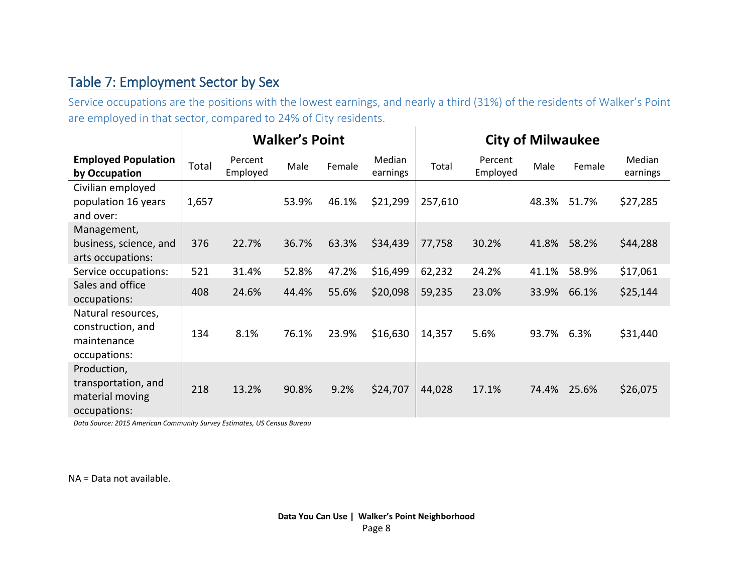## Table 7: Employment Sector by Sex

Service occupations are the positions with the lowest earnings, and nearly a third (31%) of the residents of Walker's Point are employed in that sector, compared to 24% of City residents.

| | Walker's Point | | | | | City of Milwaukee | | | | |
|---|---|---|---|---|---|---|---|---|---|---|
| **Employed Population by Occupation** | Total | Percent Employed | Male | Female | Median earnings | Total | Percent Employed | Male | Female | Median earnings |
| Civilian employed population 16 years and over: | 1,657 | | 53.9% | 46.1% | $21,299 | 257,610 | | 48.3% | 51.7% | $27,285 |
| Management, business, science, and arts occupations: | 376 | 22.7% | 36.7% | 63.3% | $34,439 | 77,758 | 30.2% | 41.8% | 58.2% | $44,288 |
| Service occupations: | 521 | 31.4% | 52.8% | 47.2% | $16,499 | 62,232 | 24.2% | 41.1% | 58.9% | $17,061 |
| Sales and office occupations: | 408 | 24.6% | 44.4% | 55.6% | $20,098 | 59,235 | 23.0% | 33.9% | 66.1% | $25,144 |
| Natural resources, construction, and maintenance occupations: | 134 | 8.1% | 76.1% | 23.9% | $16,630 | 14,357 | 5.6% | 93.7% | 6.3% | $31,440 |
| Production, transportation, and material moving occupations: | 218 | 13.2% | 90.8% | 9.2% | $24,707 | 44,028 | 17.1% | 74.4% | 25.6% | $26,075 |

*Data Source: 2015 American Community Survey Estimates, US Census Bureau*

NA = Data not available.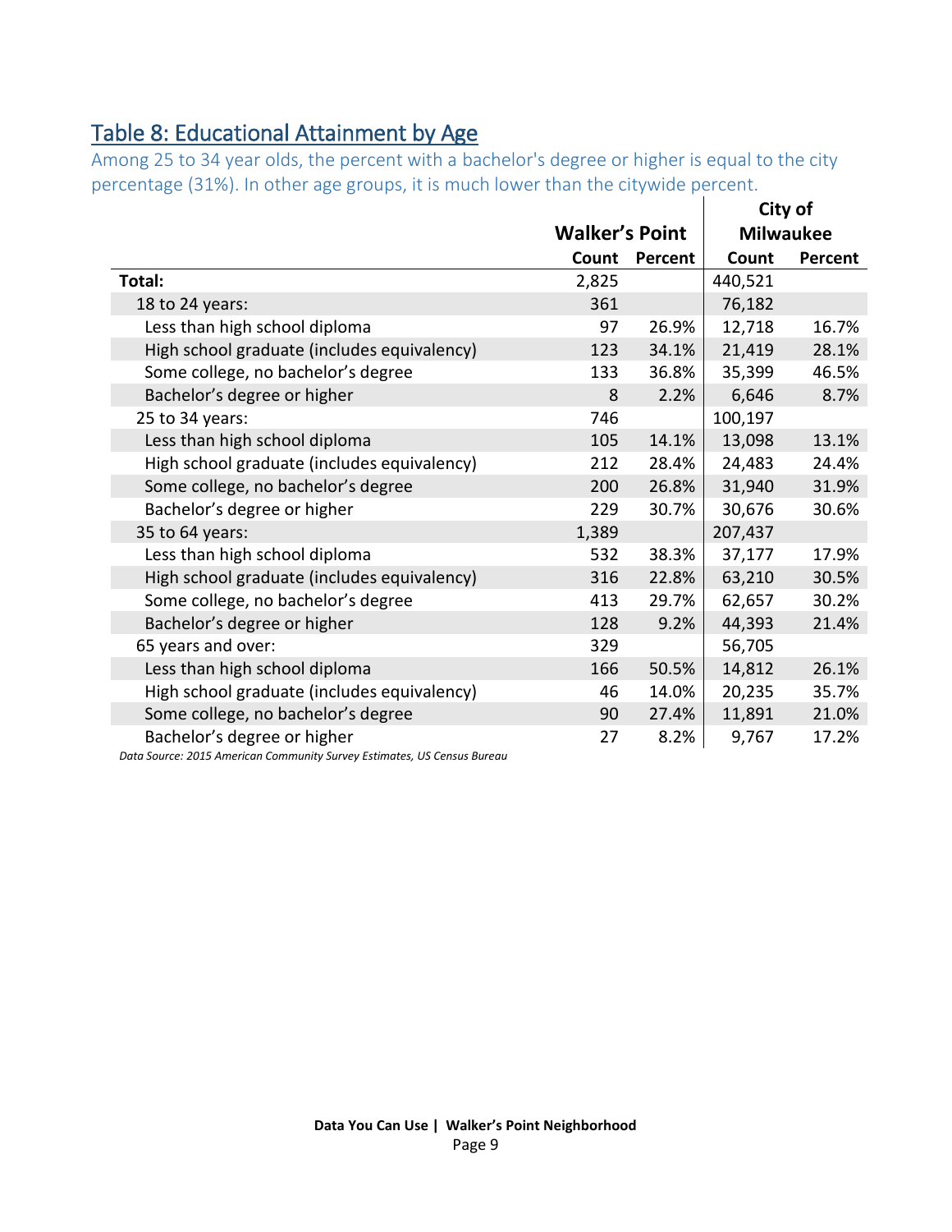## Table 8: Educational Attainment by Age

Among 25 to 34 year olds, the percent with a bachelor's degree or higher is equal to the city percentage (31%). In other age groups, it is much lower than the citywide percent.

| | Walker's Point | | City of Milwaukee | |
|---|---|---|---|---|
| | Count | Percent | Count | Percent |
| **Total:** | 2,825 | | 440,521 | |
| 18 to 24 years: | 361 | | 76,182 | |
| Less than high school diploma | 97 | 26.9% | 12,718 | 16.7% |
| High school graduate (includes equivalency) | 123 | 34.1% | 21,419 | 28.1% |
| Some college, no bachelor's degree | 133 | 36.8% | 35,399 | 46.5% |
| Bachelor's degree or higher | 8 | 2.2% | 6,646 | 8.7% |
| 25 to 34 years: | 746 | | 100,197 | |
| Less than high school diploma | 105 | 14.1% | 13,098 | 13.1% |
| High school graduate (includes equivalency) | 212 | 28.4% | 24,483 | 24.4% |
| Some college, no bachelor's degree | 200 | 26.8% | 31,940 | 31.9% |
| Bachelor's degree or higher | 229 | 30.7% | 30,676 | 30.6% |
| 35 to 64 years: | 1,389 | | 207,437 | |
| Less than high school diploma | 532 | 38.3% | 37,177 | 17.9% |
| High school graduate (includes equivalency) | 316 | 22.8% | 63,210 | 30.5% |
| Some college, no bachelor's degree | 413 | 29.7% | 62,657 | 30.2% |
| Bachelor's degree or higher | 128 | 9.2% | 44,393 | 21.4% |
| 65 years and over: | 329 | | 56,705 | |
| Less than high school diploma | 166 | 50.5% | 14,812 | 26.1% |
| High school graduate (includes equivalency) | 46 | 14.0% | 20,235 | 35.7% |
| Some college, no bachelor's degree | 90 | 27.4% | 11,891 | 21.0% |
| Bachelor's degree or higher | 27 | 8.2% | 9,767 | 17.2% |

*Data Source: 2015 American Community Survey Estimates, US Census Bureau*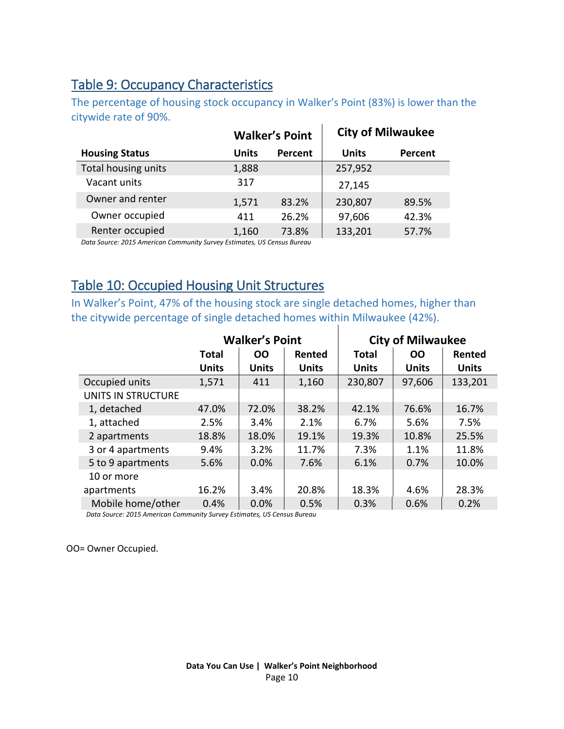## Table 9: Occupancy Characteristics

The percentage of housing stock occupancy in Walker's Point (83%) is lower than the citywide rate of 90%.

| | Walker's Point | | City of Milwaukee | |
|---|---|---|---|---|
| **Housing Status** | **Units** | **Percent** | **Units** | **Percent** |
| Total housing units | 1,888 | | 257,952 | |
| Vacant units | 317 | | 27,145 | |
| Owner and renter | 1,571 | 83.2% | 230,807 | 89.5% |
| Owner occupied | 411 | 26.2% | 97,606 | 42.3% |
| Renter occupied | 1,160 | 73.8% | 133,201 | 57.7% |

*Data Source: 2015 American Community Survey Estimates, US Census Bureau*

## Table 10: Occupied Housing Unit Structures

In Walker's Point, 47% of the housing stock are single detached homes, higher than the citywide percentage of single detached homes within Milwaukee (42%).

| | Walker's Point | | | City of Milwaukee | | |
|---|---|---|---|---|---|---|
| | **Total Units** | **OO Units** | **Rented Units** | **Total Units** | **OO Units** | **Rented Units** |
| Occupied units | 1,571 | 411 | 1,160 | 230,807 | 97,606 | 133,201 |
| UNITS IN STRUCTURE | | | | | | |
| 1, detached | 47.0% | 72.0% | 38.2% | 42.1% | 76.6% | 16.7% |
| 1, attached | 2.5% | 3.4% | 2.1% | 6.7% | 5.6% | 7.5% |
| 2 apartments | 18.8% | 18.0% | 19.1% | 19.3% | 10.8% | 25.5% |
| 3 or 4 apartments | 9.4% | 3.2% | 11.7% | 7.3% | 1.1% | 11.8% |
| 5 to 9 apartments | 5.6% | 0.0% | 7.6% | 6.1% | 0.7% | 10.0% |
| 10 or more apartments | 16.2% | 3.4% | 20.8% | 18.3% | 4.6% | 28.3% |
| Mobile home/other | 0.4% | 0.0% | 0.5% | 0.3% | 0.6% | 0.2% |

*Data Source: 2015 American Community Survey Estimates, US Census Bureau*

OO= Owner Occupied.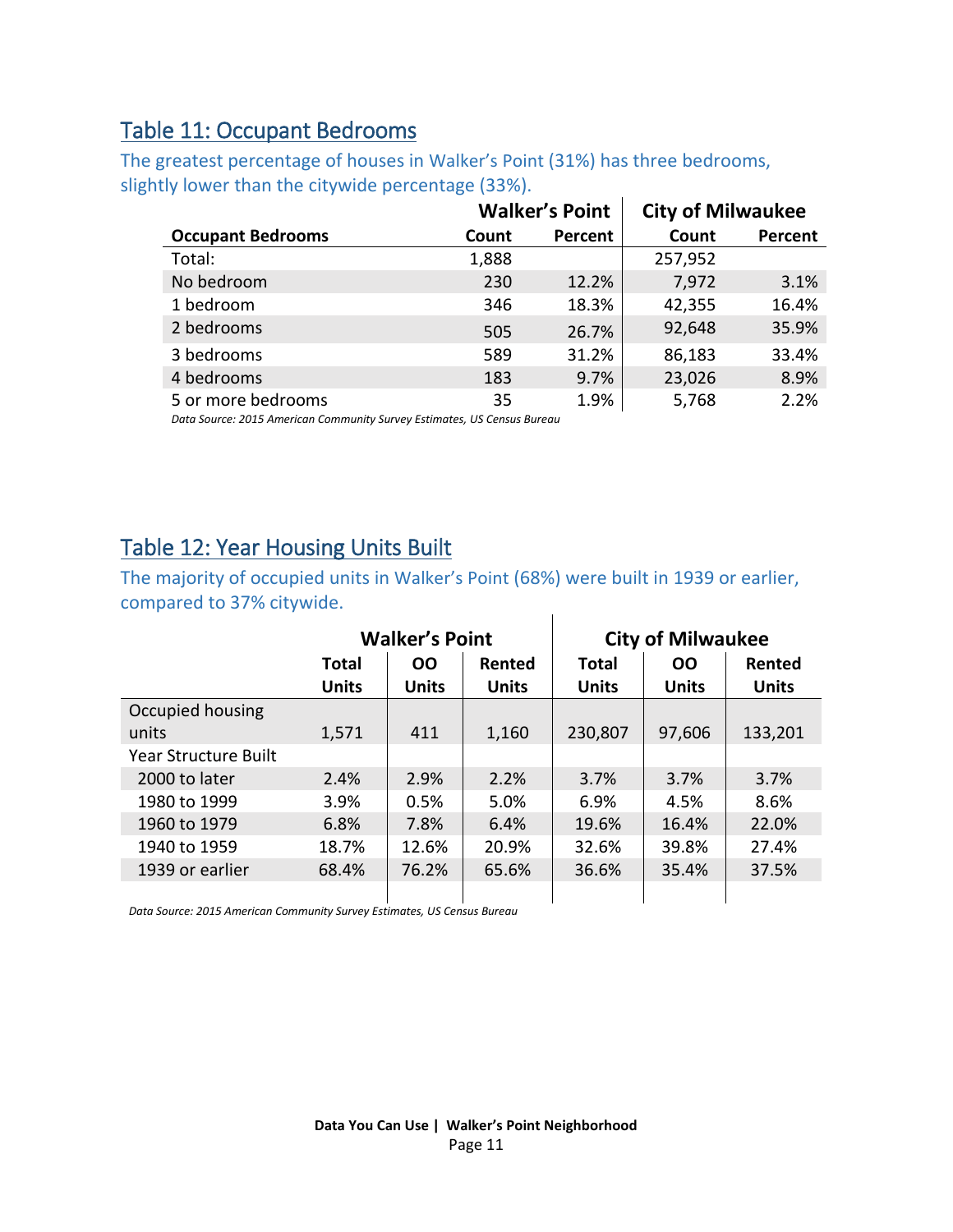## Table 11: Occupant Bedrooms

The greatest percentage of houses in Walker's Point (31%) has three bedrooms, slightly lower than the citywide percentage (33%).

| | Walker's Point | | City of Milwaukee | |
|---|---|---|---|---|
| **Occupant Bedrooms** | **Count** | **Percent** | **Count** | **Percent** |
| Total: | 1,888 | | 257,952 | |
| No bedroom | 230 | 12.2% | 7,972 | 3.1% |
| 1 bedroom | 346 | 18.3% | 42,355 | 16.4% |
| 2 bedrooms | 505 | 26.7% | 92,648 | 35.9% |
| 3 bedrooms | 589 | 31.2% | 86,183 | 33.4% |
| 4 bedrooms | 183 | 9.7% | 23,026 | 8.9% |
| 5 or more bedrooms | 35 | 1.9% | 5,768 | 2.2% |

*Data Source: 2015 American Community Survey Estimates, US Census Bureau*

## Table 12: Year Housing Units Built

The majority of occupied units in Walker's Point (68%) were built in 1939 or earlier, compared to 37% citywide.

| | Walker's Point | | | City of Milwaukee | | |
|---|---|---|---|---|---|---|
| | **Total Units** | **OO Units** | **Rented Units** | **Total Units** | **OO Units** | **Rented Units** |
| Occupied housing units | 1,571 | 411 | 1,160 | 230,807 | 97,606 | 133,201 |
| Year Structure Built | | | | | | |
| 2000 to later | 2.4% | 2.9% | 2.2% | 3.7% | 3.7% | 3.7% |
| 1980 to 1999 | 3.9% | 0.5% | 5.0% | 6.9% | 4.5% | 8.6% |
| 1960 to 1979 | 6.8% | 7.8% | 6.4% | 19.6% | 16.4% | 22.0% |
| 1940 to 1959 | 18.7% | 12.6% | 20.9% | 32.6% | 39.8% | 27.4% |
| 1939 or earlier | 68.4% | 76.2% | 65.6% | 36.6% | 35.4% | 37.5% |

*Data Source: 2015 American Community Survey Estimates, US Census Bureau*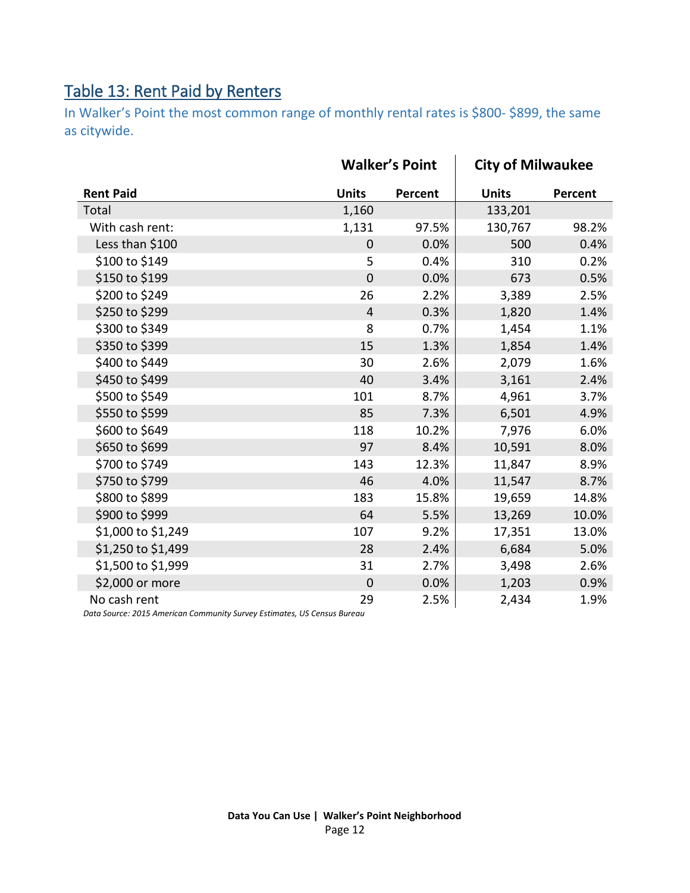## Table 13: Rent Paid by Renters

In Walker's Point the most common range of monthly rental rates is $800- $899, the same as citywide.

| | Walker's Point | | City of Milwaukee | |
|---|---|---|---|---|
| **Rent Paid** | **Units** | **Percent** | **Units** | **Percent** |
| Total | 1,160 | | 133,201 | |
| With cash rent: | 1,131 | 97.5% | 130,767 | 98.2% |
| Less than $100 | 0 | 0.0% | 500 | 0.4% |
| $100 to $149 | 5 | 0.4% | 310 | 0.2% |
| $150 to $199 | 0 | 0.0% | 673 | 0.5% |
| $200 to $249 | 26 | 2.2% | 3,389 | 2.5% |
| $250 to $299 | 4 | 0.3% | 1,820 | 1.4% |
| $300 to $349 | 8 | 0.7% | 1,454 | 1.1% |
| $350 to $399 | 15 | 1.3% | 1,854 | 1.4% |
| $400 to $449 | 30 | 2.6% | 2,079 | 1.6% |
| $450 to $499 | 40 | 3.4% | 3,161 | 2.4% |
| $500 to $549 | 101 | 8.7% | 4,961 | 3.7% |
| $550 to $599 | 85 | 7.3% | 6,501 | 4.9% |
| $600 to $649 | 118 | 10.2% | 7,976 | 6.0% |
| $650 to $699 | 97 | 8.4% | 10,591 | 8.0% |
| $700 to $749 | 143 | 12.3% | 11,847 | 8.9% |
| $750 to $799 | 46 | 4.0% | 11,547 | 8.7% |
| $800 to $899 | 183 | 15.8% | 19,659 | 14.8% |
| $900 to $999 | 64 | 5.5% | 13,269 | 10.0% |
| $1,000 to $1,249 | 107 | 9.2% | 17,351 | 13.0% |
| $1,250 to $1,499 | 28 | 2.4% | 6,684 | 5.0% |
| $1,500 to $1,999 | 31 | 2.7% | 3,498 | 2.6% |
| $2,000 or more | 0 | 0.0% | 1,203 | 0.9% |
| No cash rent | 29 | 2.5% | 2,434 | 1.9% |

*Data Source: 2015 American Community Survey Estimates, US Census Bureau*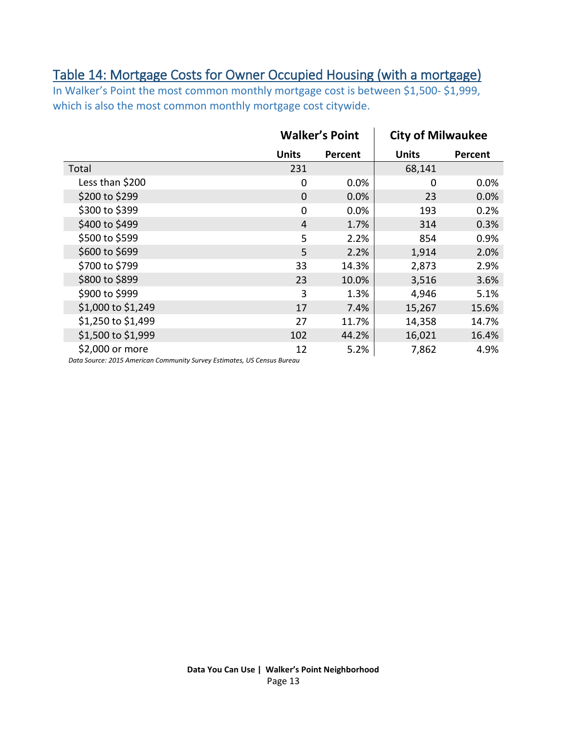## Table 14: Mortgage Costs for Owner Occupied Housing (with a mortgage)

In Walker's Point the most common monthly mortgage cost is between $1,500- $1,999, which is also the most common monthly mortgage cost citywide.

| | Walker's Point | | City of Milwaukee | |
|---|---|---|---|---|
| | **Units** | **Percent** | **Units** | **Percent** |
| Total | 231 | | 68,141 | |
| Less than $200 | 0 | 0.0% | 0 | 0.0% |
| $200 to $299 | 0 | 0.0% | 23 | 0.0% |
| $300 to $399 | 0 | 0.0% | 193 | 0.2% |
| $400 to $499 | 4 | 1.7% | 314 | 0.3% |
| $500 to $599 | 5 | 2.2% | 854 | 0.9% |
| $600 to $699 | 5 | 2.2% | 1,914 | 2.0% |
| $700 to $799 | 33 | 14.3% | 2,873 | 2.9% |
| $800 to $899 | 23 | 10.0% | 3,516 | 3.6% |
| $900 to $999 | 3 | 1.3% | 4,946 | 5.1% |
| $1,000 to $1,249 | 17 | 7.4% | 15,267 | 15.6% |
| $1,250 to $1,499 | 27 | 11.7% | 14,358 | 14.7% |
| $1,500 to $1,999 | 102 | 44.2% | 16,021 | 16.4% |
| $2,000 or more | 12 | 5.2% | 7,862 | 4.9% |

*Data Source: 2015 American Community Survey Estimates, US Census Bureau*